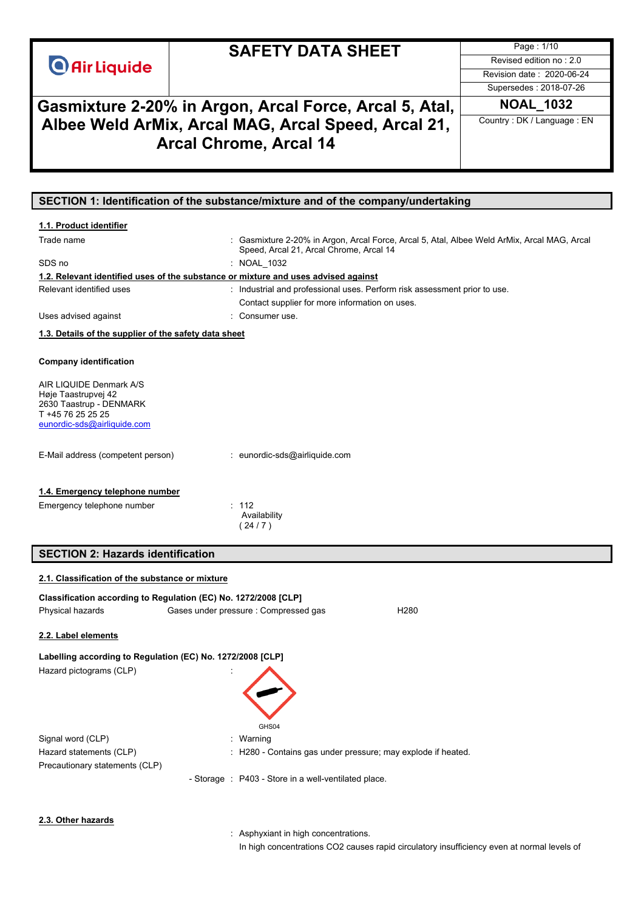# SAFETY DATA SHEET

Page : 1/10
Revised edition no : 2.0
Revision date : 2020-06-24
Supersedes : 2018-07-26

# Gasmixture 2-20% in Argon, Arcal Force, Arcal 5, Atal, Albee Weld ArMix, Arcal MAG, Arcal Speed, Arcal 21, Arcal Chrome, Arcal 14

**NOAL_1032**

Country : DK / Language : EN

## SECTION 1: Identification of the substance/mixture and of the company/undertaking

### 1.1. Product identifier

Trade name : Gasmixture 2-20% in Argon, Arcal Force, Arcal 5, Atal, Albee Weld ArMix, Arcal MAG, Arcal Speed, Arcal 21, Arcal Chrome, Arcal 14

SDS no : NOAL_1032

### 1.2. Relevant identified uses of the substance or mixture and uses advised against

Relevant identified uses : Industrial and professional uses. Perform risk assessment prior to use.
Contact supplier for more information on uses.

Uses advised against : Consumer use.

### 1.3. Details of the supplier of the safety data sheet

**Company identification**

AIR LIQUIDE Denmark A/S
Høje Taastrupvej 42
2630 Taastrup - DENMARK
T +45 76 25 25 25
eunordic-sds@airliquide.com

E-Mail address (competent person) : eunordic-sds@airliquide.com

### 1.4. Emergency telephone number

Emergency telephone number : 112
Availability
( 24 / 7 )

## SECTION 2: Hazards identification

### 2.1. Classification of the substance or mixture

**Classification according to Regulation (EC) No. 1272/2008 [CLP]**

| Physical hazards | Gases under pressure : Compressed gas | H280 |
|---|---|---|

### 2.2. Label elements

**Labelling according to Regulation (EC) No. 1272/2008 [CLP]**

Hazard pictograms (CLP) :

GHS04

Signal word (CLP) : Warning

Hazard statements (CLP) : H280 - Contains gas under pressure; may explode if heated.

Precautionary statements (CLP)

- Storage : P403 - Store in a well-ventilated place.

### 2.3. Other hazards

: Asphyxiant in high concentrations.
In high concentrations $CO_2$ causes rapid circulatory insufficiency even at normal levels of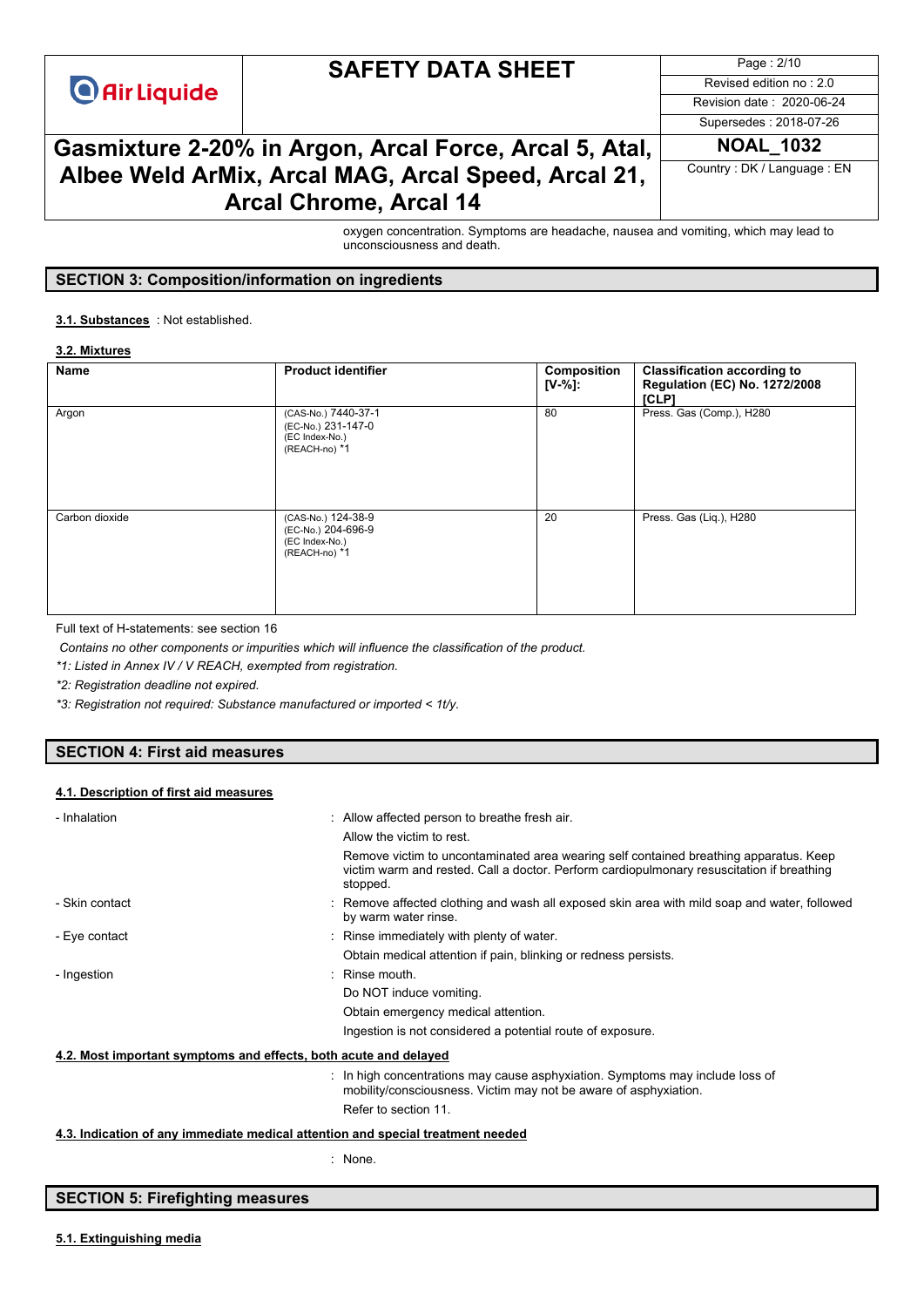oxygen concentration. Symptoms are headache, nausea and vomiting, which may lead to unconsciousness and death.

## SECTION 3: Composition/information on ingredients

**3.1. Substances** : Not established.

**3.2. Mixtures**

| Name | Product identifier | Composition [V-%]: | Classification according to Regulation (EC) No. 1272/2008 [CLP] |
|---|---|---|---|
| Argon | (CAS-No.) 7440-37-1<br>(EC-No.) 231-147-0<br>(EC Index-No.)<br>(REACH-no) *1 | 80 | Press. Gas (Comp.), H280 |
| Carbon dioxide | (CAS-No.) 124-38-9<br>(EC-No.) 204-696-9<br>(EC Index-No.)<br>(REACH-no) *1 | 20 | Press. Gas (Liq.), H280 |

Full text of H-statements: see section 16

*Contains no other components or impurities which will influence the classification of the product.*

**1: Listed in Annex IV / V REACH, exempted from registration.*

**2: Registration deadline not expired.*

**3: Registration not required: Substance manufactured or imported < 1t/y.*

## SECTION 4: First aid measures

**4.1. Description of first aid measures**

- Inhalation : Allow affected person to breathe fresh air.
  Allow the victim to rest.
  Remove victim to uncontaminated area wearing self contained breathing apparatus. Keep victim warm and rested. Call a doctor. Perform cardiopulmonary resuscitation if breathing stopped.
- Skin contact : Remove affected clothing and wash all exposed skin area with mild soap and water, followed by warm water rinse.
- Eye contact : Rinse immediately with plenty of water.
  Obtain medical attention if pain, blinking or redness persists.
- Ingestion : Rinse mouth.
  Do NOT induce vomiting.
  Obtain emergency medical attention.
  Ingestion is not considered a potential route of exposure.

**4.2. Most important symptoms and effects, both acute and delayed**

: In high concentrations may cause asphyxiation. Symptoms may include loss of mobility/consciousness. Victim may not be aware of asphyxiation.
Refer to section 11.

**4.3. Indication of any immediate medical attention and special treatment needed**

: None.

## SECTION 5: Firefighting measures

**5.1. Extinguishing media**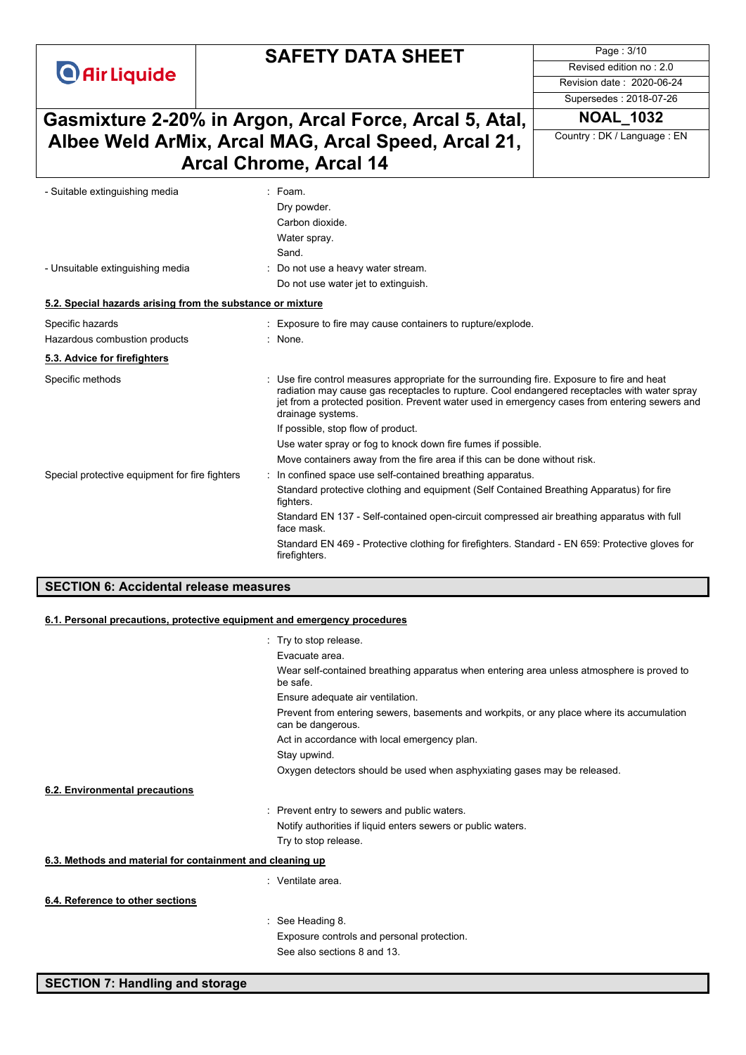| | |
|---|---|
| - Suitable extinguishing media | : Foam.<br>Dry powder.<br>Carbon dioxide.<br>Water spray.<br>Sand. |
| - Unsuitable extinguishing media | : Do not use a heavy water stream.<br>Do not use water jet to extinguish. |

### 5.2. Special hazards arising from the substance or mixture

| | |
|---|---|
| Specific hazards | : Exposure to fire may cause containers to rupture/explode. |
| Hazardous combustion products | : None. |

### 5.3. Advice for firefighters

| | |
|---|---|
| Specific methods | : Use fire control measures appropriate for the surrounding fire. Exposure to fire and heat radiation may cause gas receptacles to rupture. Cool endangered receptacles with water spray jet from a protected position. Prevent water used in emergency cases from entering sewers and drainage systems.<br>If possible, stop flow of product.<br>Use water spray or fog to knock down fire fumes if possible.<br>Move containers away from the fire area if this can be done without risk. |
| Special protective equipment for fire fighters | : In confined space use self-contained breathing apparatus.<br>Standard protective clothing and equipment (Self Contained Breathing Apparatus) for fire fighters.<br>Standard EN 137 - Self-contained open-circuit compressed air breathing apparatus with full face mask.<br>Standard EN 469 - Protective clothing for firefighters. Standard - EN 659: Protective gloves for firefighters. |

## SECTION 6: Accidental release measures

### 6.1. Personal precautions, protective equipment and emergency procedures

: Try to stop release.
Evacuate area.
Wear self-contained breathing apparatus when entering area unless atmosphere is proved to be safe.
Ensure adequate air ventilation.
Prevent from entering sewers, basements and workpits, or any place where its accumulation can be dangerous.
Act in accordance with local emergency plan.
Stay upwind.
Oxygen detectors should be used when asphyxiating gases may be released.

### 6.2. Environmental precautions

: Prevent entry to sewers and public waters.
Notify authorities if liquid enters sewers or public waters.
Try to stop release.

### 6.3. Methods and material for containment and cleaning up

: Ventilate area.

### 6.4. Reference to other sections

: See Heading 8.
Exposure controls and personal protection.
See also sections 8 and 13.

## SECTION 7: Handling and storage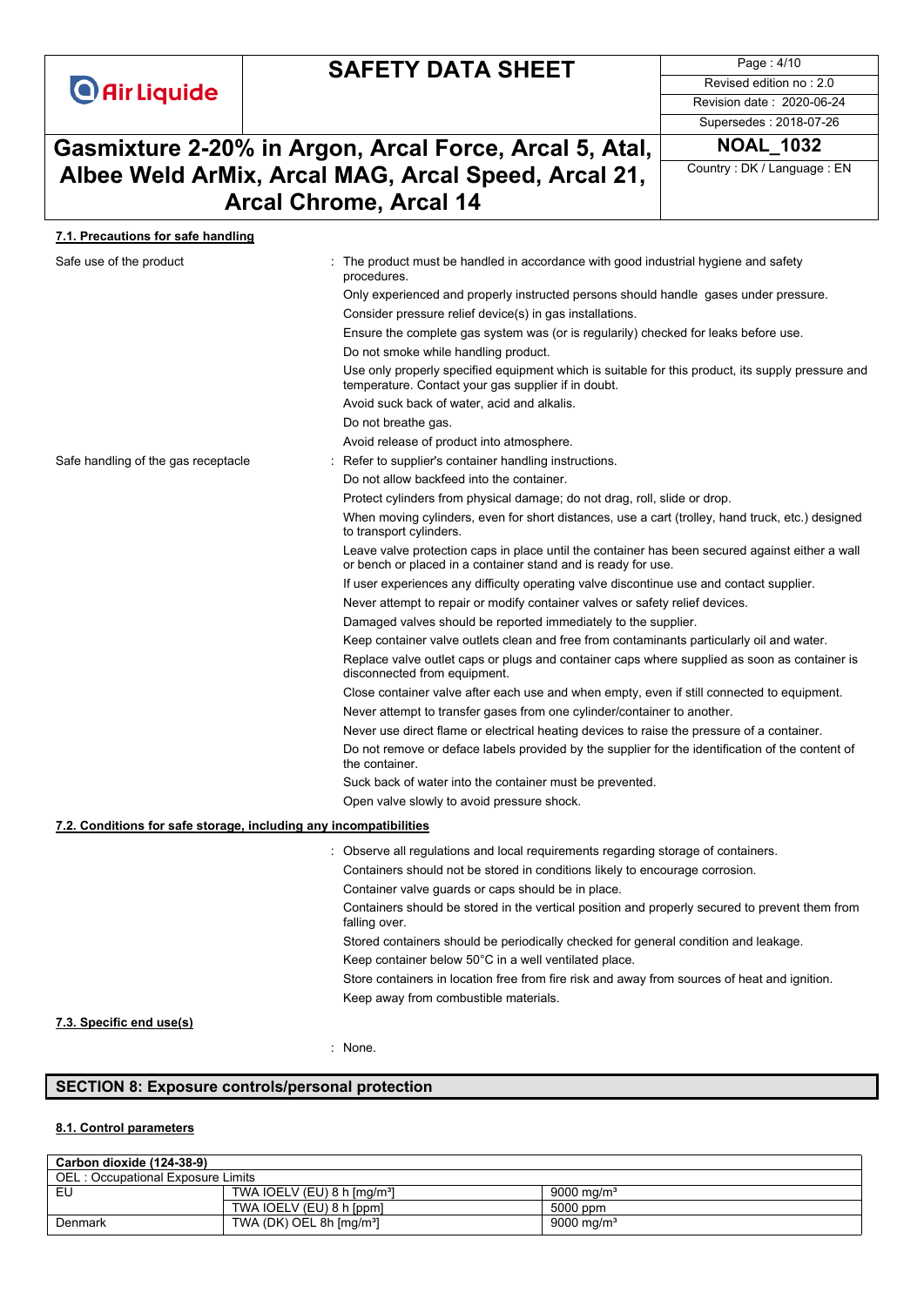#### 7.1. Precautions for safe handling

Safe use of the product : The product must be handled in accordance with good industrial hygiene and safety procedures.

Only experienced and properly instructed persons should handle gases under pressure.

Consider pressure relief device(s) in gas installations.

Ensure the complete gas system was (or is regularily) checked for leaks before use.

Do not smoke while handling product.

Use only properly specified equipment which is suitable for this product, its supply pressure and temperature. Contact your gas supplier if in doubt.

Avoid suck back of water, acid and alkalis.

Do not breathe gas.

Avoid release of product into atmosphere.

Safe handling of the gas receptacle : Refer to supplier's container handling instructions.

Do not allow backfeed into the container.

Protect cylinders from physical damage; do not drag, roll, slide or drop.

When moving cylinders, even for short distances, use a cart (trolley, hand truck, etc.) designed to transport cylinders.

Leave valve protection caps in place until the container has been secured against either a wall or bench or placed in a container stand and is ready for use.

If user experiences any difficulty operating valve discontinue use and contact supplier.

Never attempt to repair or modify container valves or safety relief devices.

Damaged valves should be reported immediately to the supplier.

Keep container valve outlets clean and free from contaminants particularly oil and water.

Replace valve outlet caps or plugs and container caps where supplied as soon as container is disconnected from equipment.

Close container valve after each use and when empty, even if still connected to equipment.

Never attempt to transfer gases from one cylinder/container to another.

Never use direct flame or electrical heating devices to raise the pressure of a container.

Do not remove or deface labels provided by the supplier for the identification of the content of the container.

Suck back of water into the container must be prevented.

Open valve slowly to avoid pressure shock.

#### 7.2. Conditions for safe storage, including any incompatibilities

: Observe all regulations and local requirements regarding storage of containers.

Containers should not be stored in conditions likely to encourage corrosion.

Container valve guards or caps should be in place.

Containers should be stored in the vertical position and properly secured to prevent them from falling over.

Stored containers should be periodically checked for general condition and leakage.

Keep container below 50°C in a well ventilated place.

Store containers in location free from fire risk and away from sources of heat and ignition.

Keep away from combustible materials.

#### 7.3. Specific end use(s)

: None.

## SECTION 8: Exposure controls/personal protection

#### 8.1. Control parameters

| Carbon dioxide (124-38-9) | | |
|---|---|---|
| OEL : Occupational Exposure Limits | | |
| EU | TWA IOELV (EU) 8 h [mg/m³] | 9000 mg/m³ |
| | TWA IOELV (EU) 8 h [ppm] | 5000 ppm |
| Denmark | TWA (DK) OEL 8h [mg/m³] | 9000 mg/m³ |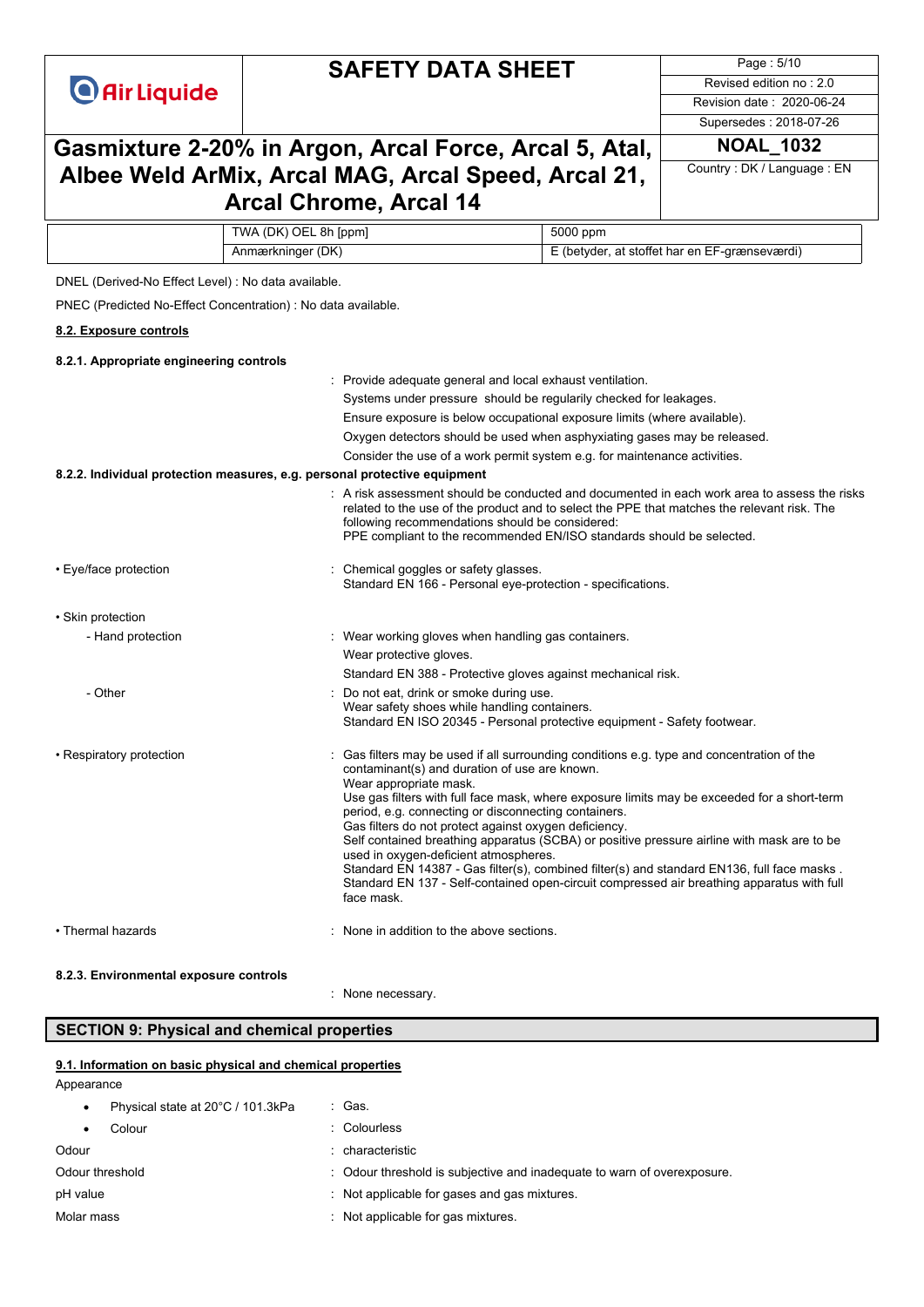| | TWA (DK) OEL 8h [ppm] | 5000 ppm |
|---|---|---|
| | Anmærkninger (DK) | E (betyder, at stoffet har en EF-grænseværdi) |

DNEL (Derived-No Effect Level) : No data available.

PNEC (Predicted No-Effect Concentration) : No data available.

### 8.2. Exposure controls

#### 8.2.1. Appropriate engineering controls

: Provide adequate general and local exhaust ventilation.
Systems under pressure should be regularly checked for leakages.
Ensure exposure is below occupational exposure limits (where available).
Oxygen detectors should be used when asphyxiating gases may be released.
Consider the use of a work permit system e.g. for maintenance activities.

#### 8.2.2. Individual protection measures, e.g. personal protective equipment

: A risk assessment should be conducted and documented in each work area to assess the risks related to the use of the product and to select the PPE that matches the relevant risk. The following recommendations should be considered:
PPE compliant to the recommended EN/ISO standards should be selected.

• Eye/face protection : Chemical goggles or safety glasses.
Standard EN 166 - Personal eye-protection - specifications.

• Skin protection

- Hand protection : Wear working gloves when handling gas containers.
Wear protective gloves.
Standard EN 388 - Protective gloves against mechanical risk.

- Other : Do not eat, drink or smoke during use.
Wear safety shoes while handling containers.
Standard EN ISO 20345 - Personal protective equipment - Safety footwear.

• Respiratory protection : Gas filters may be used if all surrounding conditions e.g. type and concentration of the contaminant(s) and duration of use are known.
Wear appropriate mask.
Use gas filters with full face mask, where exposure limits may be exceeded for a short-term period, e.g. connecting or disconnecting containers.
Gas filters do not protect against oxygen deficiency.
Self contained breathing apparatus (SCBA) or positive pressure airline with mask are to be used in oxygen-deficient atmospheres.
Standard EN 14387 - Gas filter(s), combined filter(s) and standard EN136, full face masks .
Standard EN 137 - Self-contained open-circuit compressed air breathing apparatus with full face mask.

• Thermal hazards : None in addition to the above sections.

#### 8.2.3. Environmental exposure controls

: None necessary.

## SECTION 9: Physical and chemical properties

### 9.1. Information on basic physical and chemical properties

Appearance

- Physical state at 20°C / 101.3kPa : Gas.
- Colour : Colourless

Odour : characteristic

Odour threshold : Odour threshold is subjective and inadequate to warn of overexposure.

pH value : Not applicable for gases and gas mixtures.

Molar mass : Not applicable for gas mixtures.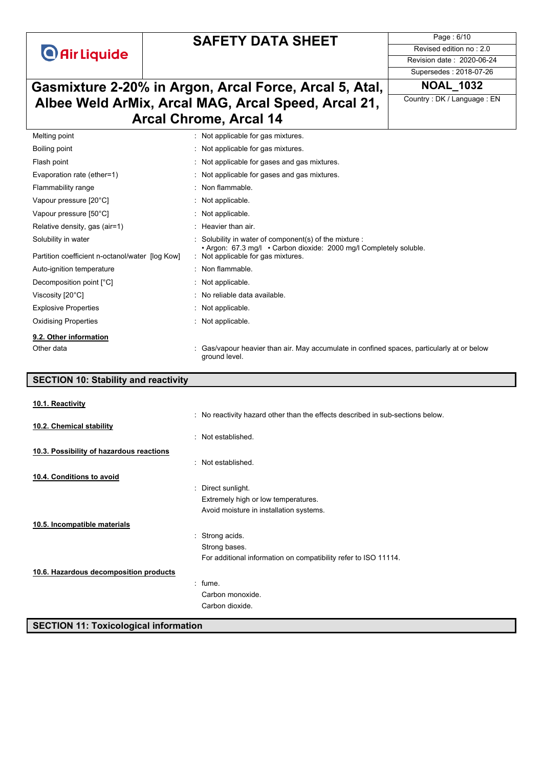| | |
|---|---|
| Melting point | : Not applicable for gas mixtures. |
| Boiling point | : Not applicable for gas mixtures. |
| Flash point | : Not applicable for gases and gas mixtures. |
| Evaporation rate (ether=1) | : Not applicable for gases and gas mixtures. |
| Flammability range | : Non flammable. |
| Vapour pressure [20°C] | : Not applicable. |
| Vapour pressure [50°C] | : Not applicable. |
| Relative density, gas (air=1) | : Heavier than air. |
| Solubility in water | : Solubility in water of component(s) of the mixture : • Argon: 67.3 mg/l • Carbon dioxide: 2000 mg/l Completely soluble. |
| Partition coefficient n-octanol/water [log Kow] | : Not applicable for gas mixtures. |
| Auto-ignition temperature | : Non flammable. |
| Decomposition point [°C] | : Not applicable. |
| Viscosity [20°C] | : No reliable data available. |
| Explosive Properties | : Not applicable. |
| Oxidising Properties | : Not applicable. |

### 9.2. Other information

Other data : Gas/vapour heavier than air. May accumulate in confined spaces, particularly at or below ground level.

## SECTION 10: Stability and reactivity

### 10.1. Reactivity

: No reactivity hazard other than the effects described in sub-sections below.

### 10.2. Chemical stability

: Not established.

### 10.3. Possibility of hazardous reactions

: Not established.

### 10.4. Conditions to avoid

: Direct sunlight.
Extremely high or low temperatures.
Avoid moisture in installation systems.

### 10.5. Incompatible materials

: Strong acids.
Strong bases.
For additional information on compatibility refer to ISO 11114.

### 10.6. Hazardous decomposition products

: fume.
Carbon monoxide.
Carbon dioxide.

## SECTION 11: Toxicological information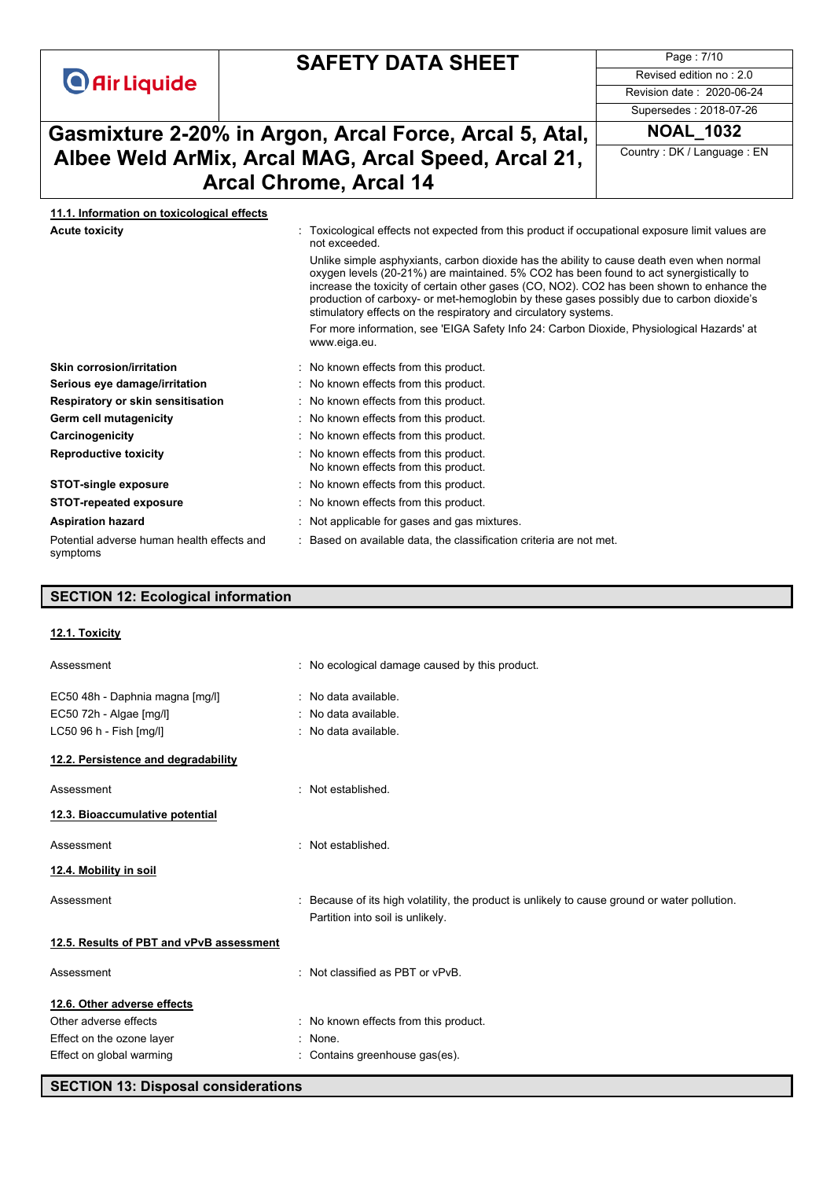#### 11.1. Information on toxicological effects

**Acute toxicity** : Toxicological effects not expected from this product if occupational exposure limit values are not exceeded.

Unlike simple asphyxiants, carbon dioxide has the ability to cause death even when normal oxygen levels (20-21%) are maintained. 5% $CO_2$ has been found to act synergistically to increase the toxicity of certain other gases (CO, $NO_2$). $CO_2$ has been shown to enhance the production of carboxy- or met-hemoglobin by these gases possibly due to carbon dioxide's stimulatory effects on the respiratory and circulatory systems.

For more information, see 'EIGA Safety Info 24: Carbon Dioxide, Physiological Hazards' at www.eiga.eu.

| | |
|---|---|
| **Skin corrosion/irritation** | : No known effects from this product. |
| **Serious eye damage/irritation** | : No known effects from this product. |
| **Respiratory or skin sensitisation** | : No known effects from this product. |
| **Germ cell mutagenicity** | : No known effects from this product. |
| **Carcinogenicity** | : No known effects from this product. |
| **Reproductive toxicity** | : No known effects from this product. No known effects from this product. |
| **STOT-single exposure** | : No known effects from this product. |
| **STOT-repeated exposure** | : No known effects from this product. |
| **Aspiration hazard** | : Not applicable for gases and gas mixtures. |
| Potential adverse human health effects and symptoms | : Based on available data, the classification criteria are not met. |

## SECTION 12: Ecological information

#### 12.1. Toxicity

| | |
|---|---|
| Assessment | : No ecological damage caused by this product. |
| EC50 48h - Daphnia magna [mg/l] | : No data available. |
| EC50 72h - Algae [mg/l] | : No data available. |
| LC50 96 h - Fish [mg/l] | : No data available. |

#### 12.2. Persistence and degradability

Assessment : Not established.

#### 12.3. Bioaccumulative potential

Assessment : Not established.

#### 12.4. Mobility in soil

Assessment : Because of its high volatility, the product is unlikely to cause ground or water pollution. Partition into soil is unlikely.

#### 12.5. Results of PBT and vPvB assessment

Assessment : Not classified as PBT or vPvB.

#### 12.6. Other adverse effects

| | |
|---|---|
| Other adverse effects | : No known effects from this product. |
| Effect on the ozone layer | : None. |
| Effect on global warming | : Contains greenhouse gas(es). |

## SECTION 13: Disposal considerations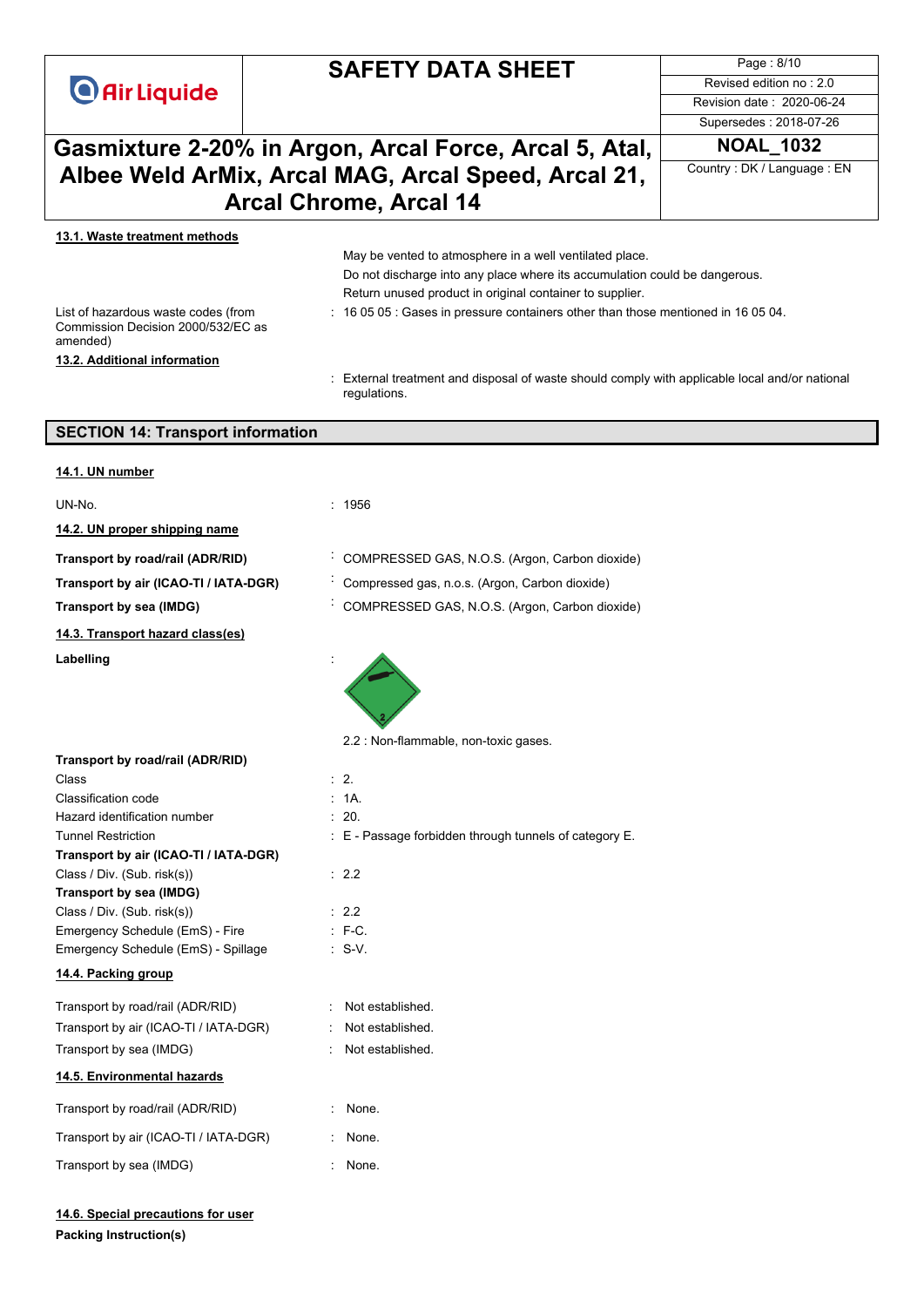#### 13.1. Waste treatment methods

May be vented to atmosphere in a well ventilated place.

Do not discharge into any place where its accumulation could be dangerous.

Return unused product in original container to supplier.

List of hazardous waste codes (from Commission Decision 2000/532/EC as amended) : 16 05 05 : Gases in pressure containers other than those mentioned in 16 05 04.

#### 13.2. Additional information

: External treatment and disposal of waste should comply with applicable local and/or national regulations.

## SECTION 14: Transport information

#### 14.1. UN number

UN-No. : 1956

#### 14.2. UN proper shipping name

**Transport by road/rail (ADR/RID)** : COMPRESSED GAS, N.O.S. (Argon, Carbon dioxide)

**Transport by air (ICAO-TI / IATA-DGR)** : Compressed gas, n.o.s. (Argon, Carbon dioxide)

**Transport by sea (IMDG)** : COMPRESSED GAS, N.O.S. (Argon, Carbon dioxide)

#### 14.3. Transport hazard class(es)

**Labelling** :

2.2 : Non-flammable, non-toxic gases.

**Transport by road/rail (ADR/RID)**

Class : 2.

Classification code : 1A.

Hazard identification number : 20.

Tunnel Restriction : E - Passage forbidden through tunnels of category E.

**Transport by air (ICAO-TI / IATA-DGR)**

Class / Div. (Sub. risk(s)) : 2.2

**Transport by sea (IMDG)**

Class / Div. (Sub. risk(s)) : 2.2

Emergency Schedule (EmS) - Fire : F-C.

Emergency Schedule (EmS) - Spillage : S-V.

#### 14.4. Packing group

Transport by road/rail (ADR/RID) : Not established.

Transport by air (ICAO-TI / IATA-DGR) : Not established.

Transport by sea (IMDG) : Not established.

#### 14.5. Environmental hazards

Transport by road/rail (ADR/RID) : None.

Transport by air (ICAO-TI / IATA-DGR) : None.

Transport by sea (IMDG) : None.

#### 14.6. Special precautions for user

**Packing Instruction(s)**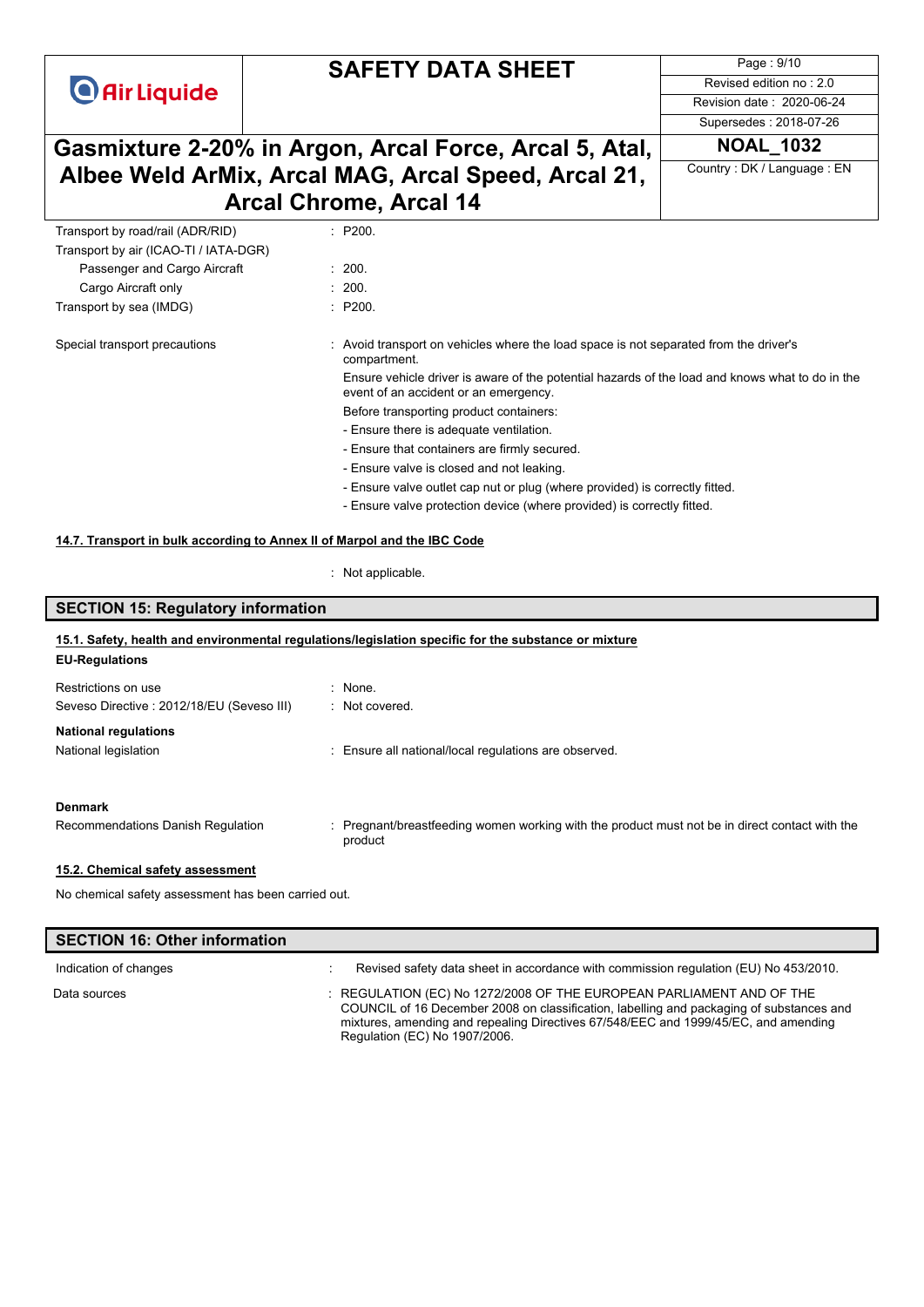| | |
|---|---|
| Transport by road/rail (ADR/RID) | : P200. |
| Transport by air (ICAO-TI / IATA-DGR) | |
| Passenger and Cargo Aircraft | : 200. |
| Cargo Aircraft only | : 200. |
| Transport by sea (IMDG) | : P200. |

Special transport precautions : Avoid transport on vehicles where the load space is not separated from the driver's compartment.

Ensure vehicle driver is aware of the potential hazards of the load and knows what to do in the event of an accident or an emergency.

Before transporting product containers:

- Ensure there is adequate ventilation.
- Ensure that containers are firmly secured.
- Ensure valve is closed and not leaking.
- Ensure valve outlet cap nut or plug (where provided) is correctly fitted.
- Ensure valve protection device (where provided) is correctly fitted.

### 14.7. Transport in bulk according to Annex II of Marpol and the IBC Code

: Not applicable.

## SECTION 15: Regulatory information

### 15.1. Safety, health and environmental regulations/legislation specific for the substance or mixture

**EU-Regulations**

| | |
|---|---|
| Restrictions on use | : None. |
| Seveso Directive : 2012/18/EU (Seveso III) | : Not covered. |

**National regulations**

National legislation : Ensure all national/local regulations are observed.

**Denmark**

Recommendations Danish Regulation : Pregnant/breastfeeding women working with the product must not be in direct contact with the product

### 15.2. Chemical safety assessment

No chemical safety assessment has been carried out.

## SECTION 16: Other information

Indication of changes : Revised safety data sheet in accordance with commission regulation (EU) No 453/2010.

Data sources : REGULATION (EC) No 1272/2008 OF THE EUROPEAN PARLIAMENT AND OF THE COUNCIL of 16 December 2008 on classification, labelling and packaging of substances and mixtures, amending and repealing Directives 67/548/EEC and 1999/45/EC, and amending Regulation (EC) No 1907/2006.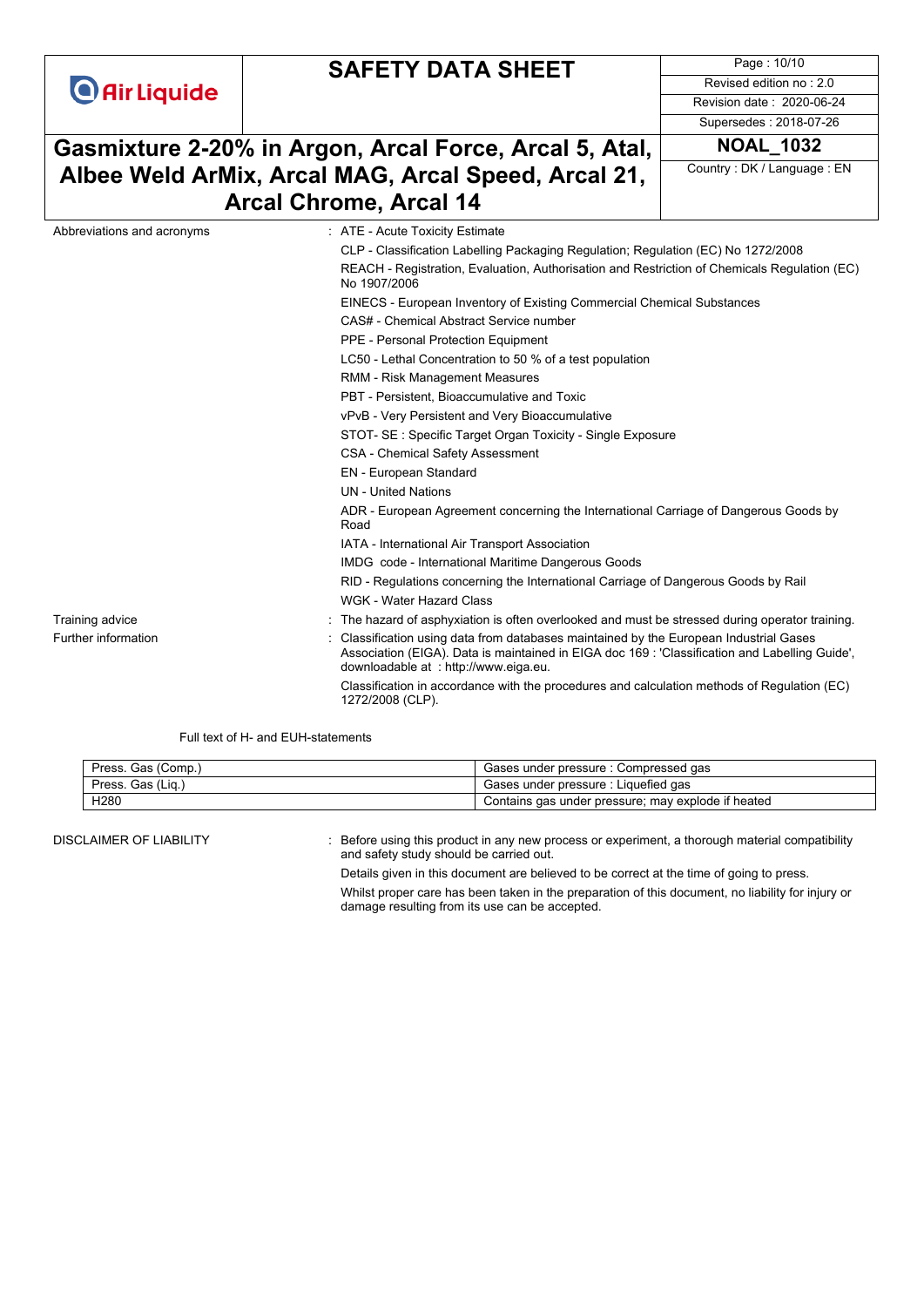Abbreviations and acronyms : ATE - Acute Toxicity Estimate

CLP - Classification Labelling Packaging Regulation; Regulation (EC) No 1272/2008

REACH - Registration, Evaluation, Authorisation and Restriction of Chemicals Regulation (EC) No 1907/2006

EINECS - European Inventory of Existing Commercial Chemical Substances

CAS# - Chemical Abstract Service number

PPE - Personal Protection Equipment

LC50 - Lethal Concentration to 50 % of a test population

RMM - Risk Management Measures

PBT - Persistent, Bioaccumulative and Toxic

vPvB - Very Persistent and Very Bioaccumulative

STOT- SE : Specific Target Organ Toxicity - Single Exposure

CSA - Chemical Safety Assessment

EN - European Standard

UN - United Nations

ADR - European Agreement concerning the International Carriage of Dangerous Goods by Road

IATA - International Air Transport Association

IMDG code - International Maritime Dangerous Goods

RID - Regulations concerning the International Carriage of Dangerous Goods by Rail

WGK - Water Hazard Class

Training advice : The hazard of asphyxiation is often overlooked and must be stressed during operator training.

Further information : Classification using data from databases maintained by the European Industrial Gases Association (EIGA). Data is maintained in EIGA doc 169 : 'Classification and Labelling Guide', downloadable at : http://www.eiga.eu.

Classification in accordance with the procedures and calculation methods of Regulation (EC) 1272/2008 (CLP).

Full text of H- and EUH-statements

| | |
|---|---|
| Press. Gas (Comp.) | Gases under pressure : Compressed gas |
| Press. Gas (Liq.) | Gases under pressure : Liquefied gas |
| H280 | Contains gas under pressure; may explode if heated |

DISCLAIMER OF LIABILITY : Before using this product in any new process or experiment, a thorough material compatibility and safety study should be carried out.

Details given in this document are believed to be correct at the time of going to press.

Whilst proper care has been taken in the preparation of this document, no liability for injury or damage resulting from its use can be accepted.